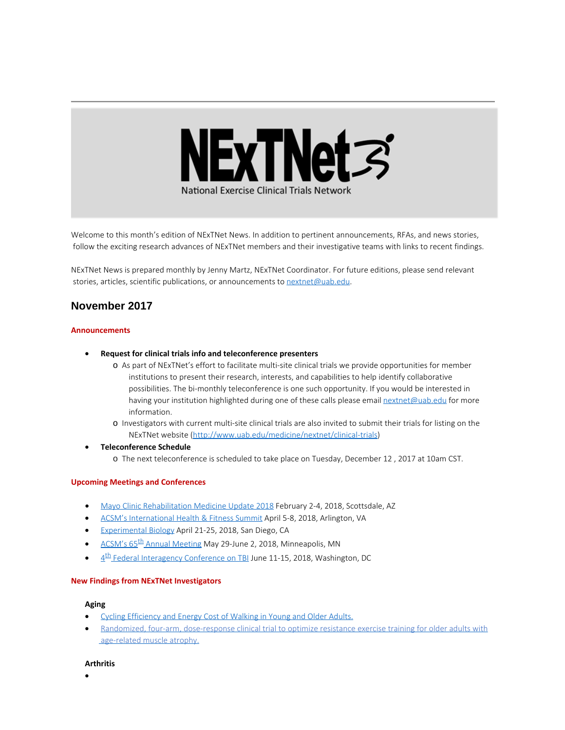# NExTNet

National Exercise Clinical Trials Network

Welcome to this month's edition of NExTNet News. In addition to pertinent announcements, RFAs, and news stories, follow the exciting research advances of NExTNet members and their investigative teams with links to recent findings.

NExTNet News is prepared monthly by Jenny Martz, NExTNet Coordinator. For future editions, please send relevant stories, articles, scientific publications, or announcements to nextnet@uab.edu.

## November 2017

### Announcements

- **Request for clinical trials info and teleconference presenters**
  - As part of NExTNet's effort to facilitate multi-site clinical trials we provide opportunities for member institutions to present their research, interests, and capabilities to help identify collaborative possibilities. The bi-monthly teleconference is one such opportunity. If you would be interested in having your institution highlighted during one of these calls please email nextnet@uab.edu for more information.
  - Investigators with current multi-site clinical trials are also invited to submit their trials for listing on the NExTNet website (http://www.uab.edu/medicine/nextnet/clinical-trials)
- **Teleconference Schedule**
  - The next teleconference is scheduled to take place on Tuesday, December 12 , 2017 at 10am CST.

### Upcoming Meetings and Conferences

- Mayo Clinic Rehabilitation Medicine Update 2018 February 2-4, 2018, Scottsdale, AZ
- ACSM's International Health & Fitness Summit April 5-8, 2018, Arlington, VA
- Experimental Biology April 21-25, 2018, San Diego, CA
- ACSM's 65th Annual Meeting May 29-June 2, 2018, Minneapolis, MN
- 4th Federal Interagency Conference on TBI June 11-15, 2018, Washington, DC

### New Findings from NExTNet Investigators

#### Aging

- Cycling Efficiency and Energy Cost of Walking in Young and Older Adults.
- Randomized, four-arm, dose-response clinical trial to optimize resistance exercise training for older adults with age-related muscle atrophy.

#### Arthritis

-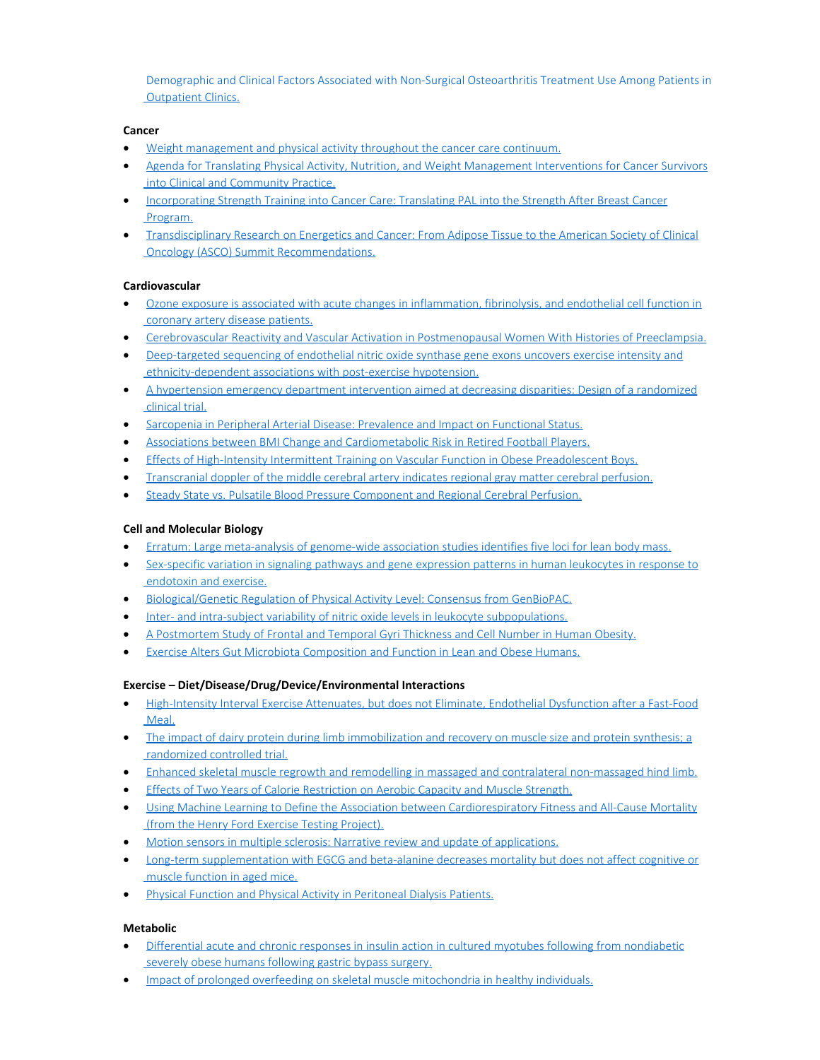Demographic and Clinical Factors Associated with Non-Surgical Osteoarthritis Treatment Use Among Patients in Outpatient Clinics.

**Cancer**

- Weight management and physical activity throughout the cancer care continuum.
- Agenda for Translating Physical Activity, Nutrition, and Weight Management Interventions for Cancer Survivors into Clinical and Community Practice.
- Incorporating Strength Training into Cancer Care: Translating PAL into the Strength After Breast Cancer Program.
- Transdisciplinary Research on Energetics and Cancer: From Adipose Tissue to the American Society of Clinical Oncology (ASCO) Summit Recommendations.

**Cardiovascular**

- Ozone exposure is associated with acute changes in inflammation, fibrinolysis, and endothelial cell function in coronary artery disease patients.
- Cerebrovascular Reactivity and Vascular Activation in Postmenopausal Women With Histories of Preeclampsia.
- Deep-targeted sequencing of endothelial nitric oxide synthase gene exons uncovers exercise intensity and ethnicity-dependent associations with post-exercise hypotension.
- A hypertension emergency department intervention aimed at decreasing disparities: Design of a randomized clinical trial.
- Sarcopenia in Peripheral Arterial Disease: Prevalence and Impact on Functional Status.
- Associations between BMI Change and Cardiometabolic Risk in Retired Football Players.
- Effects of High-Intensity Intermittent Training on Vascular Function in Obese Preadolescent Boys.
- Transcranial doppler of the middle cerebral artery indicates regional gray matter cerebral perfusion.
- Steady State vs. Pulsatile Blood Pressure Component and Regional Cerebral Perfusion.

**Cell and Molecular Biology**

- Erratum: Large meta-analysis of genome-wide association studies identifies five loci for lean body mass.
- Sex-specific variation in signaling pathways and gene expression patterns in human leukocytes in response to endotoxin and exercise.
- Biological/Genetic Regulation of Physical Activity Level: Consensus from GenBioPAC.
- Inter- and intra-subject variability of nitric oxide levels in leukocyte subpopulations.
- A Postmortem Study of Frontal and Temporal Gyri Thickness and Cell Number in Human Obesity.
- Exercise Alters Gut Microbiota Composition and Function in Lean and Obese Humans.

**Exercise – Diet/Disease/Drug/Device/Environmental Interactions**

- High-Intensity Interval Exercise Attenuates, but does not Eliminate, Endothelial Dysfunction after a Fast-Food Meal.
- The impact of dairy protein during limb immobilization and recovery on muscle size and protein synthesis; a randomized controlled trial.
- Enhanced skeletal muscle regrowth and remodelling in massaged and contralateral non-massaged hind limb.
- Effects of Two Years of Calorie Restriction on Aerobic Capacity and Muscle Strength.
- Using Machine Learning to Define the Association between Cardiorespiratory Fitness and All-Cause Mortality (from the Henry Ford Exercise Testing Project).
- Motion sensors in multiple sclerosis: Narrative review and update of applications.
- Long-term supplementation with EGCG and beta-alanine decreases mortality but does not affect cognitive or muscle function in aged mice.
- Physical Function and Physical Activity in Peritoneal Dialysis Patients.

**Metabolic**

- Differential acute and chronic responses in insulin action in cultured myotubes following from nondiabetic severely obese humans following gastric bypass surgery.
- Impact of prolonged overfeeding on skeletal muscle mitochondria in healthy individuals.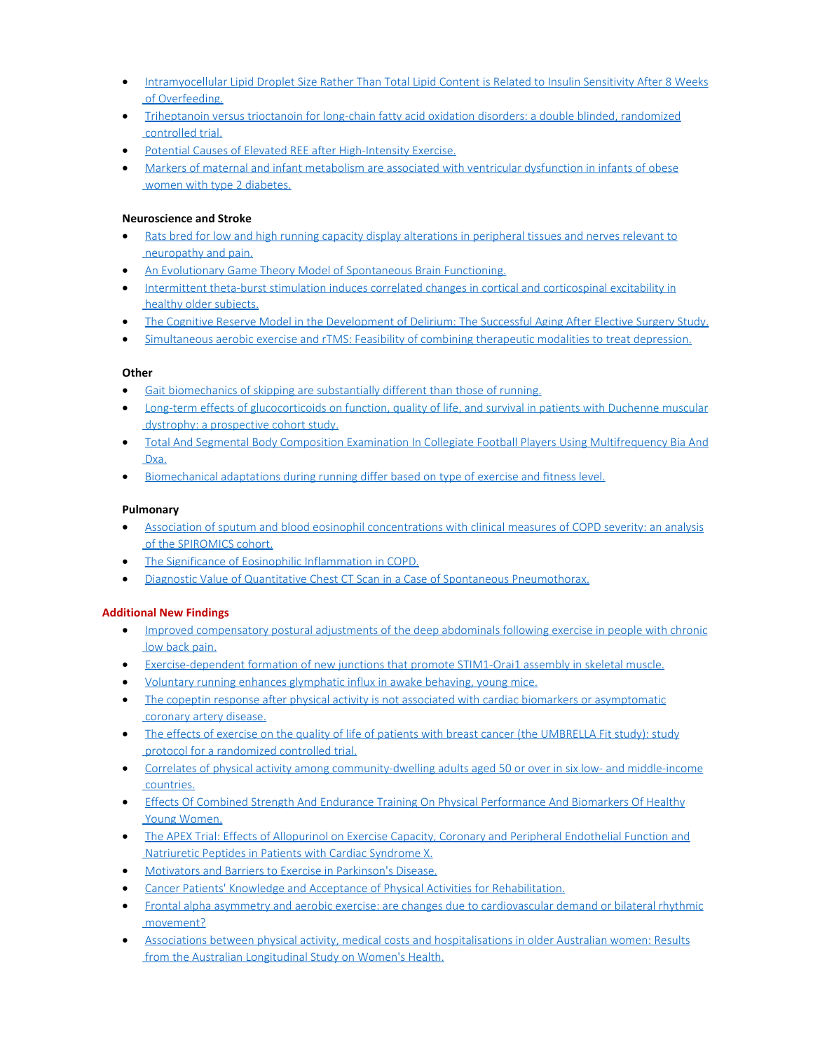- Intramyocellular Lipid Droplet Size Rather Than Total Lipid Content is Related to Insulin Sensitivity After 8 Weeks of Overfeeding.
- Triheptanoin versus trioctanoin for long-chain fatty acid oxidation disorders: a double blinded, randomized controlled trial.
- Potential Causes of Elevated REE after High-Intensity Exercise.
- Markers of maternal and infant metabolism are associated with ventricular dysfunction in infants of obese women with type 2 diabetes.

**Neuroscience and Stroke**

- Rats bred for low and high running capacity display alterations in peripheral tissues and nerves relevant to neuropathy and pain.
- An Evolutionary Game Theory Model of Spontaneous Brain Functioning.
- Intermittent theta-burst stimulation induces correlated changes in cortical and corticospinal excitability in healthy older subjects.
- The Cognitive Reserve Model in the Development of Delirium: The Successful Aging After Elective Surgery Study.
- Simultaneous aerobic exercise and rTMS: Feasibility of combining therapeutic modalities to treat depression.

**Other**

- Gait biomechanics of skipping are substantially different than those of running.
- Long-term effects of glucocorticoids on function, quality of life, and survival in patients with Duchenne muscular dystrophy: a prospective cohort study.
- Total And Segmental Body Composition Examination In Collegiate Football Players Using Multifrequency Bia And Dxa.
- Biomechanical adaptations during running differ based on type of exercise and fitness level.

**Pulmonary**

- Association of sputum and blood eosinophil concentrations with clinical measures of COPD severity: an analysis of the SPIROMICS cohort.
- The Significance of Eosinophilic Inflammation in COPD.
- Diagnostic Value of Quantitative Chest CT Scan in a Case of Spontaneous Pneumothorax.

**Additional New Findings**

- Improved compensatory postural adjustments of the deep abdominals following exercise in people with chronic low back pain.
- Exercise-dependent formation of new junctions that promote STIM1-Orai1 assembly in skeletal muscle.
- Voluntary running enhances glymphatic influx in awake behaving, young mice.
- The copeptin response after physical activity is not associated with cardiac biomarkers or asymptomatic coronary artery disease.
- The effects of exercise on the quality of life of patients with breast cancer (the UMBRELLA Fit study): study protocol for a randomized controlled trial.
- Correlates of physical activity among community-dwelling adults aged 50 or over in six low- and middle-income countries.
- Effects Of Combined Strength And Endurance Training On Physical Performance And Biomarkers Of Healthy Young Women.
- The APEX Trial: Effects of Allopurinol on Exercise Capacity, Coronary and Peripheral Endothelial Function and Natriuretic Peptides in Patients with Cardiac Syndrome X.
- Motivators and Barriers to Exercise in Parkinson's Disease.
- Cancer Patients' Knowledge and Acceptance of Physical Activities for Rehabilitation.
- Frontal alpha asymmetry and aerobic exercise: are changes due to cardiovascular demand or bilateral rhythmic movement?
- Associations between physical activity, medical costs and hospitalisations in older Australian women: Results from the Australian Longitudinal Study on Women's Health.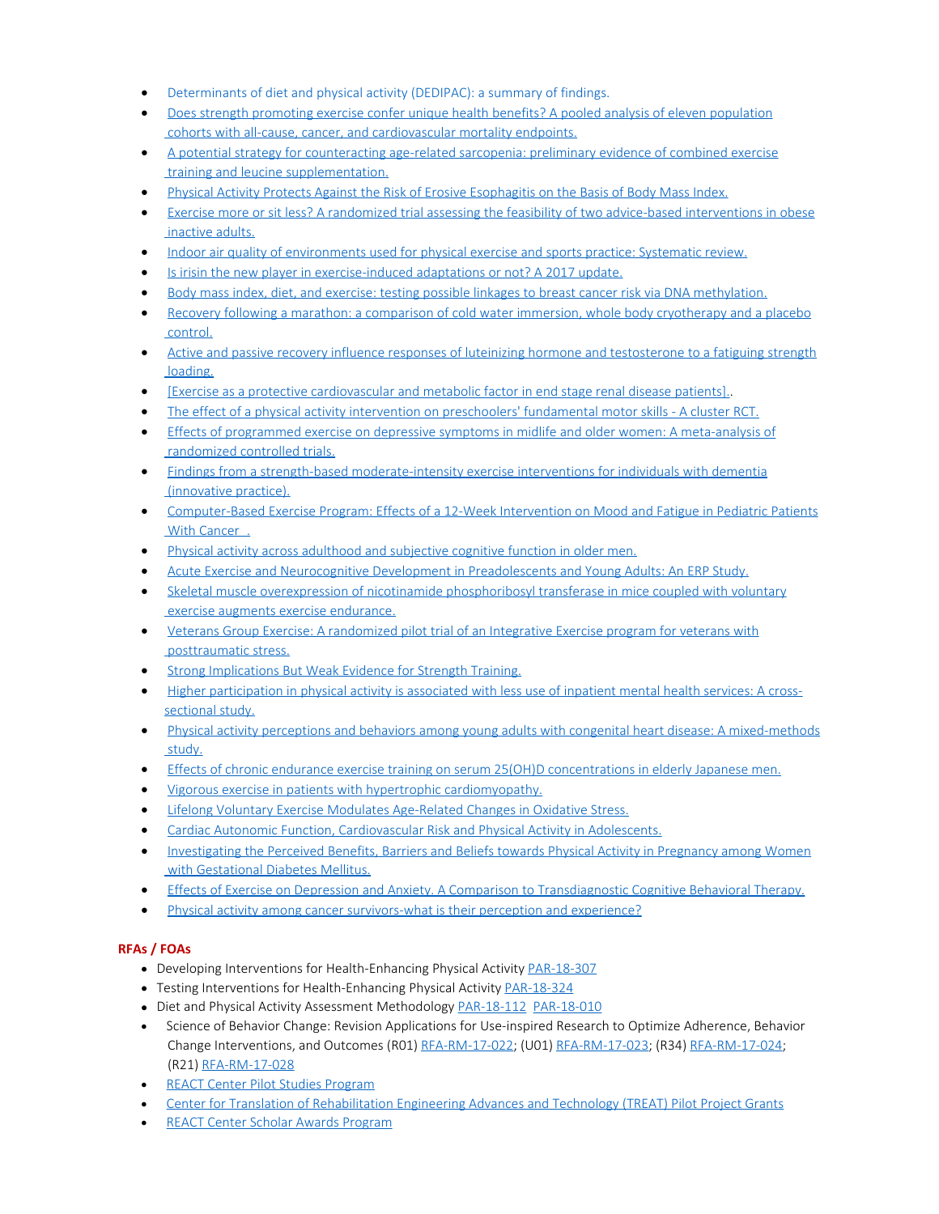- Determinants of diet and physical activity (DEDIPAC): a summary of findings.
- Does strength promoting exercise confer unique health benefits? A pooled analysis of eleven population cohorts with all-cause, cancer, and cardiovascular mortality endpoints.
- A potential strategy for counteracting age-related sarcopenia: preliminary evidence of combined exercise training and leucine supplementation.
- Physical Activity Protects Against the Risk of Erosive Esophagitis on the Basis of Body Mass Index.
- Exercise more or sit less? A randomized trial assessing the feasibility of two advice-based interventions in obese inactive adults.
- Indoor air quality of environments used for physical exercise and sports practice: Systematic review.
- Is irisin the new player in exercise-induced adaptations or not? A 2017 update.
- Body mass index, diet, and exercise: testing possible linkages to breast cancer risk via DNA methylation.
- Recovery following a marathon: a comparison of cold water immersion, whole body cryotherapy and a placebo control.
- Active and passive recovery influence responses of luteinizing hormone and testosterone to a fatiguing strength loading.
- [Exercise as a protective cardiovascular and metabolic factor in end stage renal disease patients]..
- The effect of a physical activity intervention on preschoolers' fundamental motor skills - A cluster RCT.
- Effects of programmed exercise on depressive symptoms in midlife and older women: A meta-analysis of randomized controlled trials.
- Findings from a strength-based moderate-intensity exercise interventions for individuals with dementia (innovative practice).
- Computer-Based Exercise Program: Effects of a 12-Week Intervention on Mood and Fatigue in Pediatric Patients With Cancer .
- Physical activity across adulthood and subjective cognitive function in older men.
- Acute Exercise and Neurocognitive Development in Preadolescents and Young Adults: An ERP Study.
- Skeletal muscle overexpression of nicotinamide phosphoribosyl transferase in mice coupled with voluntary exercise augments exercise endurance.
- Veterans Group Exercise: A randomized pilot trial of an Integrative Exercise program for veterans with posttraumatic stress.
- Strong Implications But Weak Evidence for Strength Training.
- Higher participation in physical activity is associated with less use of inpatient mental health services: A cross-sectional study.
- Physical activity perceptions and behaviors among young adults with congenital heart disease: A mixed-methods study.
- Effects of chronic endurance exercise training on serum 25(OH)D concentrations in elderly Japanese men.
- Vigorous exercise in patients with hypertrophic cardiomyopathy.
- Lifelong Voluntary Exercise Modulates Age-Related Changes in Oxidative Stress.
- Cardiac Autonomic Function, Cardiovascular Risk and Physical Activity in Adolescents.
- Investigating the Perceived Benefits, Barriers and Beliefs towards Physical Activity in Pregnancy among Women with Gestational Diabetes Mellitus.
- Effects of Exercise on Depression and Anxiety. A Comparison to Transdiagnostic Cognitive Behavioral Therapy.
- Physical activity among cancer survivors-what is their perception and experience?

**RFAs / FOAs**

- Developing Interventions for Health-Enhancing Physical Activity PAR-18-307
- Testing Interventions for Health-Enhancing Physical Activity PAR-18-324
- Diet and Physical Activity Assessment Methodology PAR-18-112 PAR-18-010
- Science of Behavior Change: Revision Applications for Use-inspired Research to Optimize Adherence, Behavior Change Interventions, and Outcomes (R01) RFA-RM-17-022; (U01) RFA-RM-17-023; (R34) RFA-RM-17-024; (R21) RFA-RM-17-028
- REACT Center Pilot Studies Program
- Center for Translation of Rehabilitation Engineering Advances and Technology (TREAT) Pilot Project Grants
- REACT Center Scholar Awards Program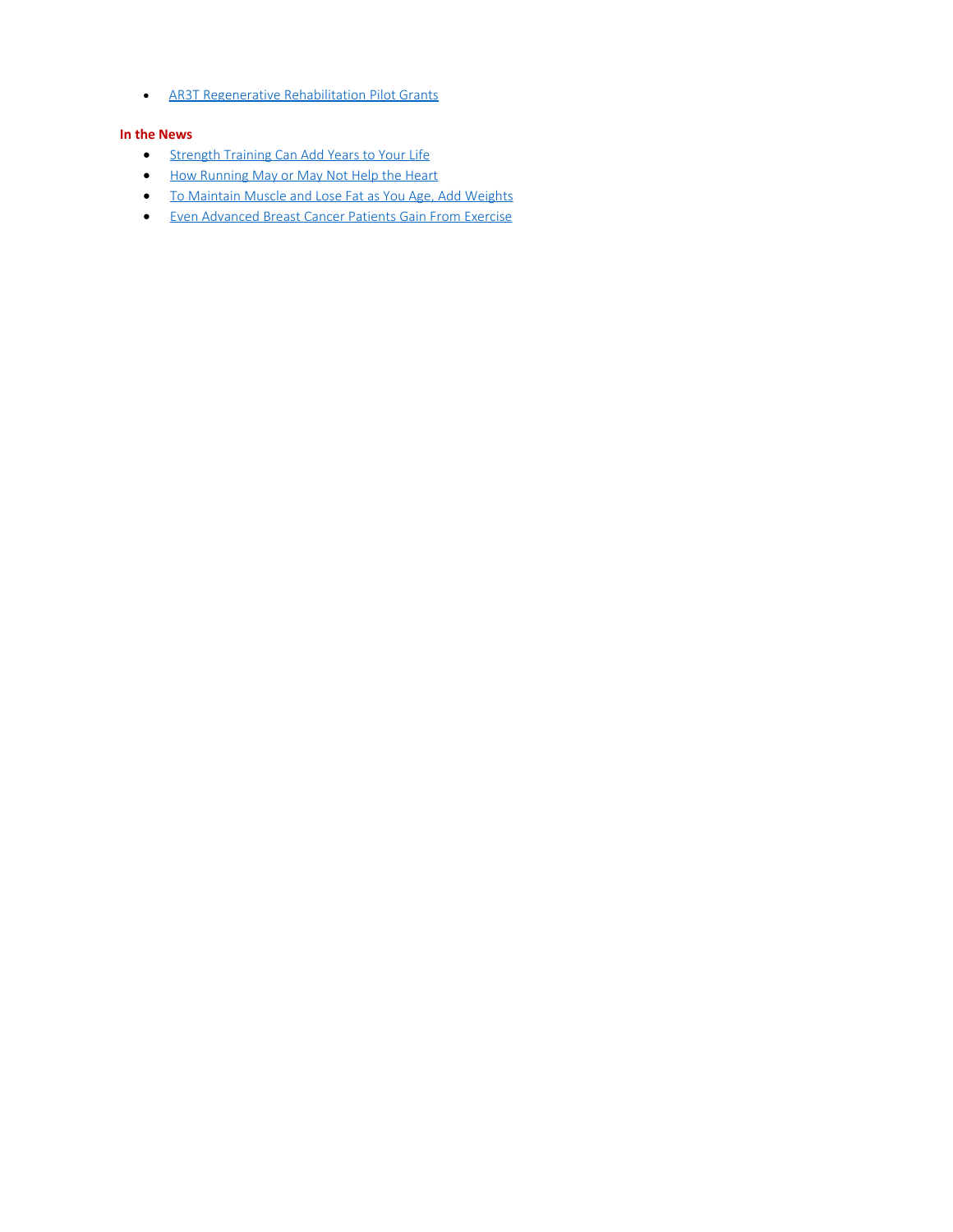- AR3T Regenerative Rehabilitation Pilot Grants

**In the News**

- Strength Training Can Add Years to Your Life
- How Running May or May Not Help the Heart
- To Maintain Muscle and Lose Fat as You Age, Add Weights
- Even Advanced Breast Cancer Patients Gain From Exercise